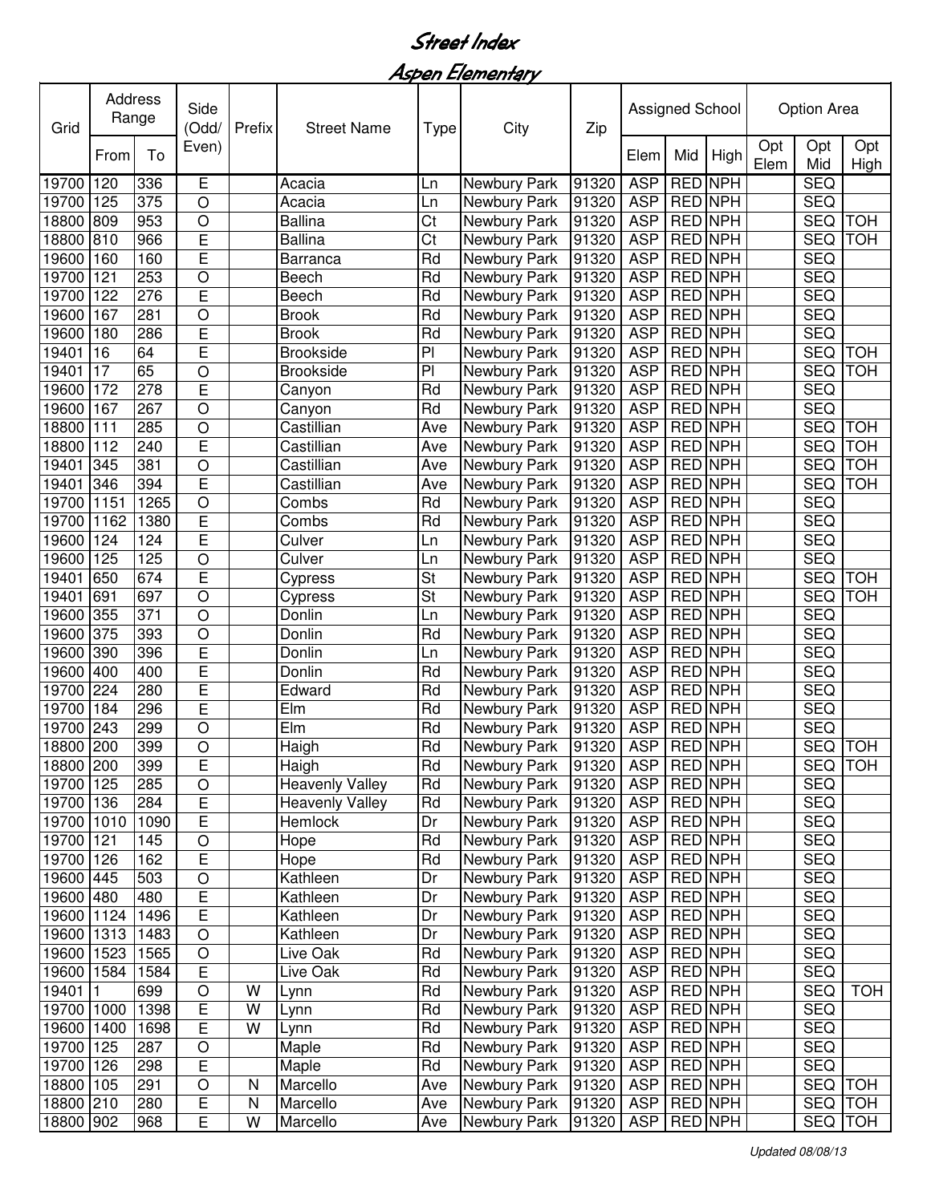# Street Index

## Aspen Elementary

| Grid | Address Range | | Side (Odd/ Even) | Prefix | Street Name | Type | City | Zip | Assigned School | | | Option Area | | |
|---|---|---|---|---|---|---|---|---|---|---|---|---|---|---|
| | From | To | | | | | | | Elem | Mid | High | Opt Elem | Opt Mid | Opt High |
| 19700 | 120 | 336 | E | | Acacia | Ln | Newbury Park | 91320 | ASP | RED | NPH | | SEQ | |
| 19700 | 125 | 375 | O | | Acacia | Ln | Newbury Park | 91320 | ASP | RED | NPH | | SEQ | |
| 18800 | 809 | 953 | O | | Ballina | Ct | Newbury Park | 91320 | ASP | RED | NPH | | SEQ | TOH |
| 18800 | 810 | 966 | E | | Ballina | Ct | Newbury Park | 91320 | ASP | RED | NPH | | SEQ | TOH |
| 19600 | 160 | 160 | E | | Barranca | Rd | Newbury Park | 91320 | ASP | RED | NPH | | SEQ | |
| 19700 | 121 | 253 | O | | Beech | Rd | Newbury Park | 91320 | ASP | RED | NPH | | SEQ | |
| 19700 | 122 | 276 | E | | Beech | Rd | Newbury Park | 91320 | ASP | RED | NPH | | SEQ | |
| 19600 | 167 | 281 | O | | Brook | Rd | Newbury Park | 91320 | ASP | RED | NPH | | SEQ | |
| 19600 | 180 | 286 | E | | Brook | Rd | Newbury Park | 91320 | ASP | RED | NPH | | SEQ | |
| 19401 | 16 | 64 | E | | Brookside | Pl | Newbury Park | 91320 | ASP | RED | NPH | | SEQ | TOH |
| 19401 | 17 | 65 | O | | Brookside | Pl | Newbury Park | 91320 | ASP | RED | NPH | | SEQ | TOH |
| 19600 | 172 | 278 | E | | Canyon | Rd | Newbury Park | 91320 | ASP | RED | NPH | | SEQ | |
| 19600 | 167 | 267 | O | | Canyon | Rd | Newbury Park | 91320 | ASP | RED | NPH | | SEQ | |
| 18800 | 111 | 285 | O | | Castillian | Ave | Newbury Park | 91320 | ASP | RED | NPH | | SEQ | TOH |
| 18800 | 112 | 240 | E | | Castillian | Ave | Newbury Park | 91320 | ASP | RED | NPH | | SEQ | TOH |
| 19401 | 345 | 381 | O | | Castillian | Ave | Newbury Park | 91320 | ASP | RED | NPH | | SEQ | TOH |
| 19401 | 346 | 394 | E | | Castillian | Ave | Newbury Park | 91320 | ASP | RED | NPH | | SEQ | TOH |
| 19700 | 1151 | 1265 | O | | Combs | Rd | Newbury Park | 91320 | ASP | RED | NPH | | SEQ | |
| 19700 | 1162 | 1380 | E | | Combs | Rd | Newbury Park | 91320 | ASP | RED | NPH | | SEQ | |
| 19600 | 124 | 124 | E | | Culver | Ln | Newbury Park | 91320 | ASP | RED | NPH | | SEQ | |
| 19600 | 125 | 125 | O | | Culver | Ln | Newbury Park | 91320 | ASP | RED | NPH | | SEQ | |
| 19401 | 650 | 674 | E | | Cypress | St | Newbury Park | 91320 | ASP | RED | NPH | | SEQ | TOH |
| 19401 | 691 | 697 | O | | Cypress | St | Newbury Park | 91320 | ASP | RED | NPH | | SEQ | TOH |
| 19600 | 355 | 371 | O | | Donlin | Ln | Newbury Park | 91320 | ASP | RED | NPH | | SEQ | |
| 19600 | 375 | 393 | O | | Donlin | Rd | Newbury Park | 91320 | ASP | RED | NPH | | SEQ | |
| 19600 | 390 | 396 | E | | Donlin | Ln | Newbury Park | 91320 | ASP | RED | NPH | | SEQ | |
| 19600 | 400 | 400 | E | | Donlin | Rd | Newbury Park | 91320 | ASP | RED | NPH | | SEQ | |
| 19700 | 224 | 280 | E | | Edward | Rd | Newbury Park | 91320 | ASP | RED | NPH | | SEQ | |
| 19700 | 184 | 296 | E | | Elm | Rd | Newbury Park | 91320 | ASP | RED | NPH | | SEQ | |
| 19700 | 243 | 299 | O | | Elm | Rd | Newbury Park | 91320 | ASP | RED | NPH | | SEQ | |
| 18800 | 200 | 399 | O | | Haigh | Rd | Newbury Park | 91320 | ASP | RED | NPH | | SEQ | TOH |
| 18800 | 200 | 399 | E | | Haigh | Rd | Newbury Park | 91320 | ASP | RED | NPH | | SEQ | TOH |
| 19700 | 125 | 285 | O | | Heavenly Valley | Rd | Newbury Park | 91320 | ASP | RED | NPH | | SEQ | |
| 19700 | 136 | 284 | E | | Heavenly Valley | Rd | Newbury Park | 91320 | ASP | RED | NPH | | SEQ | |
| 19700 | 1010 | 1090 | E | | Hemlock | Dr | Newbury Park | 91320 | ASP | RED | NPH | | SEQ | |
| 19700 | 121 | 145 | O | | Hope | Rd | Newbury Park | 91320 | ASP | RED | NPH | | SEQ | |
| 19700 | 126 | 162 | E | | Hope | Rd | Newbury Park | 91320 | ASP | RED | NPH | | SEQ | |
| 19600 | 445 | 503 | O | | Kathleen | Dr | Newbury Park | 91320 | ASP | RED | NPH | | SEQ | |
| 19600 | 480 | 480 | E | | Kathleen | Dr | Newbury Park | 91320 | ASP | RED | NPH | | SEQ | |
| 19600 | 1124 | 1496 | E | | Kathleen | Dr | Newbury Park | 91320 | ASP | RED | NPH | | SEQ | |
| 19600 | 1313 | 1483 | O | | Kathleen | Dr | Newbury Park | 91320 | ASP | RED | NPH | | SEQ | |
| 19600 | 1523 | 1565 | O | | Live Oak | Rd | Newbury Park | 91320 | ASP | RED | NPH | | SEQ | |
| 19600 | 1584 | 1584 | E | | Live Oak | Rd | Newbury Park | 91320 | ASP | RED | NPH | | SEQ | |
| 19401 | 1 | 699 | O | W | Lynn | Rd | Newbury Park | 91320 | ASP | RED | NPH | | SEQ | TOH |
| 19700 | 1000 | 1398 | E | W | Lynn | Rd | Newbury Park | 91320 | ASP | RED | NPH | | SEQ | |
| 19600 | 1400 | 1698 | E | W | Lynn | Rd | Newbury Park | 91320 | ASP | RED | NPH | | SEQ | |
| 19700 | 125 | 287 | O | | Maple | Rd | Newbury Park | 91320 | ASP | RED | NPH | | SEQ | |
| 19700 | 126 | 298 | E | | Maple | Rd | Newbury Park | 91320 | ASP | RED | NPH | | SEQ | |
| 18800 | 105 | 291 | O | N | Marcello | Ave | Newbury Park | 91320 | ASP | RED | NPH | | SEQ | TOH |
| 18800 | 210 | 280 | E | N | Marcello | Ave | Newbury Park | 91320 | ASP | RED | NPH | | SEQ | TOH |
| 18800 | 902 | 968 | E | W | Marcello | Ave | Newbury Park | 91320 | ASP | RED | NPH | | SEQ | TOH |

*Updated 08/08/13*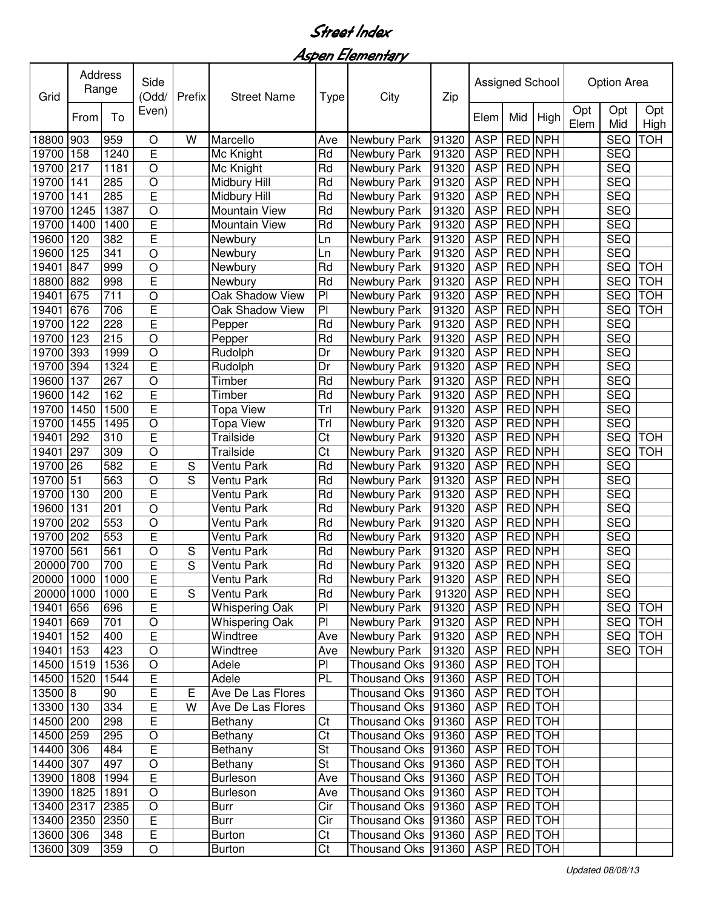# Street Index

## Aspen Elementary

| Grid | Address Range | | Side (Odd/ Even) | Prefix | Street Name | Type | City | Zip | Assigned School | | | Option Area | | |
|---|---|---|---|---|---|---|---|---|---|---|---|---|---|---|
| | From | To | | | | | | | Elem | Mid | High | Opt Elem | Opt Mid | Opt High |
| 18800 | 903 | 959 | O | W | Marcello | Ave | Newbury Park | 91320 | ASP | RED | NPH | | SEQ | TOH |
| 19700 | 158 | 1240 | E | | Mc Knight | Rd | Newbury Park | 91320 | ASP | RED | NPH | | SEQ | |
| 19700 | 217 | 1181 | O | | Mc Knight | Rd | Newbury Park | 91320 | ASP | RED | NPH | | SEQ | |
| 19700 | 141 | 285 | O | | Midbury Hill | Rd | Newbury Park | 91320 | ASP | RED | NPH | | SEQ | |
| 19700 | 141 | 285 | E | | Midbury Hill | Rd | Newbury Park | 91320 | ASP | RED | NPH | | SEQ | |
| 19700 | 1245 | 1387 | O | | Mountain View | Rd | Newbury Park | 91320 | ASP | RED | NPH | | SEQ | |
| 19700 | 1400 | 1400 | E | | Mountain View | Rd | Newbury Park | 91320 | ASP | RED | NPH | | SEQ | |
| 19600 | 120 | 382 | E | | Newbury | Ln | Newbury Park | 91320 | ASP | RED | NPH | | SEQ | |
| 19600 | 125 | 341 | O | | Newbury | Ln | Newbury Park | 91320 | ASP | RED | NPH | | SEQ | |
| 19401 | 847 | 999 | O | | Newbury | Rd | Newbury Park | 91320 | ASP | RED | NPH | | SEQ | TOH |
| 18800 | 882 | 998 | E | | Newbury | Rd | Newbury Park | 91320 | ASP | RED | NPH | | SEQ | TOH |
| 19401 | 675 | 711 | O | | Oak Shadow View | Pl | Newbury Park | 91320 | ASP | RED | NPH | | SEQ | TOH |
| 19401 | 676 | 706 | E | | Oak Shadow View | Pl | Newbury Park | 91320 | ASP | RED | NPH | | SEQ | TOH |
| 19700 | 122 | 228 | E | | Pepper | Rd | Newbury Park | 91320 | ASP | RED | NPH | | SEQ | |
| 19700 | 123 | 215 | O | | Pepper | Rd | Newbury Park | 91320 | ASP | RED | NPH | | SEQ | |
| 19700 | 393 | 1999 | O | | Rudolph | Dr | Newbury Park | 91320 | ASP | RED | NPH | | SEQ | |
| 19700 | 394 | 1324 | E | | Rudolph | Dr | Newbury Park | 91320 | ASP | RED | NPH | | SEQ | |
| 19600 | 137 | 267 | O | | Timber | Rd | Newbury Park | 91320 | ASP | RED | NPH | | SEQ | |
| 19600 | 142 | 162 | E | | Timber | Rd | Newbury Park | 91320 | ASP | RED | NPH | | SEQ | |
| 19700 | 1450 | 1500 | E | | Topa View | Trl | Newbury Park | 91320 | ASP | RED | NPH | | SEQ | |
| 19700 | 1455 | 1495 | O | | Topa View | Trl | Newbury Park | 91320 | ASP | RED | NPH | | SEQ | |
| 19401 | 292 | 310 | E | | Trailside | Ct | Newbury Park | 91320 | ASP | RED | NPH | | SEQ | TOH |
| 19401 | 297 | 309 | O | | Trailside | Ct | Newbury Park | 91320 | ASP | RED | NPH | | SEQ | TOH |
| 19700 | 26 | 582 | E | S | Ventu Park | Rd | Newbury Park | 91320 | ASP | RED | NPH | | SEQ | |
| 19700 | 51 | 563 | O | S | Ventu Park | Rd | Newbury Park | 91320 | ASP | RED | NPH | | SEQ | |
| 19700 | 130 | 200 | E | | Ventu Park | Rd | Newbury Park | 91320 | ASP | RED | NPH | | SEQ | |
| 19600 | 131 | 201 | O | | Ventu Park | Rd | Newbury Park | 91320 | ASP | RED | NPH | | SEQ | |
| 19700 | 202 | 553 | O | | Ventu Park | Rd | Newbury Park | 91320 | ASP | RED | NPH | | SEQ | |
| 19700 | 202 | 553 | E | | Ventu Park | Rd | Newbury Park | 91320 | ASP | RED | NPH | | SEQ | |
| 19700 | 561 | 561 | O | S | Ventu Park | Rd | Newbury Park | 91320 | ASP | RED | NPH | | SEQ | |
| 20000 | 700 | 700 | E | S | Ventu Park | Rd | Newbury Park | 91320 | ASP | RED | NPH | | SEQ | |
| 20000 | 1000 | 1000 | E | | Ventu Park | Rd | Newbury Park | 91320 | ASP | RED | NPH | | SEQ | |
| 20000 | 1000 | 1000 | E | S | Ventu Park | Rd | Newbury Park | 91320 | ASP | RED | NPH | | SEQ | |
| 19401 | 656 | 696 | E | | Whispering Oak | Pl | Newbury Park | 91320 | ASP | RED | NPH | | SEQ | TOH |
| 19401 | 669 | 701 | O | | Whispering Oak | Pl | Newbury Park | 91320 | ASP | RED | NPH | | SEQ | TOH |
| 19401 | 152 | 400 | E | | Windtree | Ave | Newbury Park | 91320 | ASP | RED | NPH | | SEQ | TOH |
| 19401 | 153 | 423 | O | | Windtree | Ave | Newbury Park | 91320 | ASP | RED | NPH | | SEQ | TOH |
| 14500 | 1519 | 1536 | O | | Adele | Pl | Thousand Oks | 91360 | ASP | RED | TOH | | | |
| 14500 | 1520 | 1544 | E | | Adele | PL | Thousand Oks | 91360 | ASP | RED | TOH | | | |
| 13500 | 8 | 90 | E | E | Ave De Las Flores | | Thousand Oks | 91360 | ASP | RED | TOH | | | |
| 13300 | 130 | 334 | E | W | Ave De Las Flores | | Thousand Oks | 91360 | ASP | RED | TOH | | | |
| 14500 | 200 | 298 | E | | Bethany | Ct | Thousand Oks | 91360 | ASP | RED | TOH | | | |
| 14500 | 259 | 295 | O | | Bethany | Ct | Thousand Oks | 91360 | ASP | RED | TOH | | | |
| 14400 | 306 | 484 | E | | Bethany | St | Thousand Oks | 91360 | ASP | RED | TOH | | | |
| 14400 | 307 | 497 | O | | Bethany | St | Thousand Oks | 91360 | ASP | RED | TOH | | | |
| 13900 | 1808 | 1994 | E | | Burleson | Ave | Thousand Oks | 91360 | ASP | RED | TOH | | | |
| 13900 | 1825 | 1891 | O | | Burleson | Ave | Thousand Oks | 91360 | ASP | RED | TOH | | | |
| 13400 | 2317 | 2385 | O | | Burr | Cir | Thousand Oks | 91360 | ASP | RED | TOH | | | |
| 13400 | 2350 | 2350 | E | | Burr | Cir | Thousand Oks | 91360 | ASP | RED | TOH | | | |
| 13600 | 306 | 348 | E | | Burton | Ct | Thousand Oks | 91360 | ASP | RED | TOH | | | |
| 13600 | 309 | 359 | O | | Burton | Ct | Thousand Oks | 91360 | ASP | RED | TOH | | | |

*Updated 08/08/13*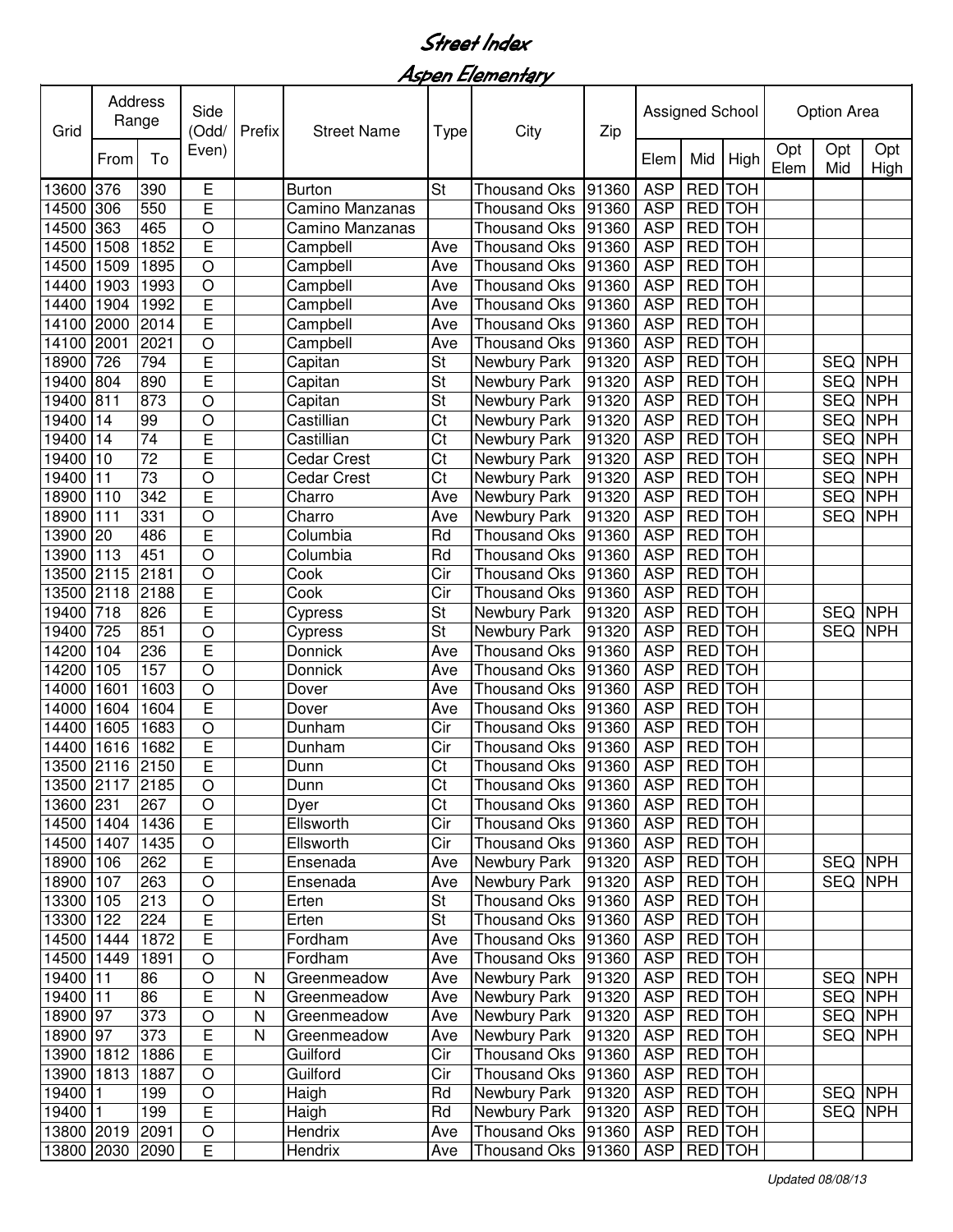# Street Index

## Aspen Elementary

| Grid | Address Range | | Side (Odd/ Even) | Prefix | Street Name | Type | City | Zip | Assigned School | | | Option Area | | |
|---|---|---|---|---|---|---|---|---|---|---|---|---|---|---|
| | From | To | | | | | | | Elem | Mid | High | Opt Elem | Opt Mid | Opt High |
| 13600 | 376 | 390 | E | | Burton | St | Thousand Oks | 91360 | ASP | RED | TOH | | | |
| 14500 | 306 | 550 | E | | Camino Manzanas | | Thousand Oks | 91360 | ASP | RED | TOH | | | |
| 14500 | 363 | 465 | O | | Camino Manzanas | | Thousand Oks | 91360 | ASP | RED | TOH | | | |
| 14500 | 1508 | 1852 | E | | Campbell | Ave | Thousand Oks | 91360 | ASP | RED | TOH | | | |
| 14500 | 1509 | 1895 | O | | Campbell | Ave | Thousand Oks | 91360 | ASP | RED | TOH | | | |
| 14400 | 1903 | 1993 | O | | Campbell | Ave | Thousand Oks | 91360 | ASP | RED | TOH | | | |
| 14400 | 1904 | 1992 | E | | Campbell | Ave | Thousand Oks | 91360 | ASP | RED | TOH | | | |
| 14100 | 2000 | 2014 | E | | Campbell | Ave | Thousand Oks | 91360 | ASP | RED | TOH | | | |
| 14100 | 2001 | 2021 | O | | Campbell | Ave | Thousand Oks | 91360 | ASP | RED | TOH | | | |
| 18900 | 726 | 794 | E | | Capitan | St | Newbury Park | 91320 | ASP | RED | TOH | | SEQ | NPH |
| 19400 | 804 | 890 | E | | Capitan | St | Newbury Park | 91320 | ASP | RED | TOH | | SEQ | NPH |
| 19400 | 811 | 873 | O | | Capitan | St | Newbury Park | 91320 | ASP | RED | TOH | | SEQ | NPH |
| 19400 | 14 | 99 | O | | Castillian | Ct | Newbury Park | 91320 | ASP | RED | TOH | | SEQ | NPH |
| 19400 | 14 | 74 | E | | Castillian | Ct | Newbury Park | 91320 | ASP | RED | TOH | | SEQ | NPH |
| 19400 | 10 | 72 | E | | Cedar Crest | Ct | Newbury Park | 91320 | ASP | RED | TOH | | SEQ | NPH |
| 19400 | 11 | 73 | O | | Cedar Crest | Ct | Newbury Park | 91320 | ASP | RED | TOH | | SEQ | NPH |
| 18900 | 110 | 342 | E | | Charro | Ave | Newbury Park | 91320 | ASP | RED | TOH | | SEQ | NPH |
| 18900 | 111 | 331 | O | | Charro | Ave | Newbury Park | 91320 | ASP | RED | TOH | | SEQ | NPH |
| 13900 | 20 | 486 | E | | Columbia | Rd | Thousand Oks | 91360 | ASP | RED | TOH | | | |
| 13900 | 113 | 451 | O | | Columbia | Rd | Thousand Oks | 91360 | ASP | RED | TOH | | | |
| 13500 | 2115 | 2181 | O | | Cook | Cir | Thousand Oks | 91360 | ASP | RED | TOH | | | |
| 13500 | 2118 | 2188 | E | | Cook | Cir | Thousand Oks | 91360 | ASP | RED | TOH | | | |
| 19400 | 718 | 826 | E | | Cypress | St | Newbury Park | 91320 | ASP | RED | TOH | | SEQ | NPH |
| 19400 | 725 | 851 | O | | Cypress | St | Newbury Park | 91320 | ASP | RED | TOH | | SEQ | NPH |
| 14200 | 104 | 236 | E | | Donnick | Ave | Thousand Oks | 91360 | ASP | RED | TOH | | | |
| 14200 | 105 | 157 | O | | Donnick | Ave | Thousand Oks | 91360 | ASP | RED | TOH | | | |
| 14000 | 1601 | 1603 | O | | Dover | Ave | Thousand Oks | 91360 | ASP | RED | TOH | | | |
| 14000 | 1604 | 1604 | E | | Dover | Ave | Thousand Oks | 91360 | ASP | RED | TOH | | | |
| 14400 | 1605 | 1683 | O | | Dunham | Cir | Thousand Oks | 91360 | ASP | RED | TOH | | | |
| 14400 | 1616 | 1682 | E | | Dunham | Cir | Thousand Oks | 91360 | ASP | RED | TOH | | | |
| 13500 | 2116 | 2150 | E | | Dunn | Ct | Thousand Oks | 91360 | ASP | RED | TOH | | | |
| 13500 | 2117 | 2185 | O | | Dunn | Ct | Thousand Oks | 91360 | ASP | RED | TOH | | | |
| 13600 | 231 | 267 | O | | Dyer | Ct | Thousand Oks | 91360 | ASP | RED | TOH | | | |
| 14500 | 1404 | 1436 | E | | Ellsworth | Cir | Thousand Oks | 91360 | ASP | RED | TOH | | | |
| 14500 | 1407 | 1435 | O | | Ellsworth | Cir | Thousand Oks | 91360 | ASP | RED | TOH | | | |
| 18900 | 106 | 262 | E | | Ensenada | Ave | Newbury Park | 91320 | ASP | RED | TOH | | SEQ | NPH |
| 18900 | 107 | 263 | O | | Ensenada | Ave | Newbury Park | 91320 | ASP | RED | TOH | | SEQ | NPH |
| 13300 | 105 | 213 | O | | Erten | St | Thousand Oks | 91360 | ASP | RED | TOH | | | |
| 13300 | 122 | 224 | E | | Erten | St | Thousand Oks | 91360 | ASP | RED | TOH | | | |
| 14500 | 1444 | 1872 | E | | Fordham | Ave | Thousand Oks | 91360 | ASP | RED | TOH | | | |
| 14500 | 1449 | 1891 | O | | Fordham | Ave | Thousand Oks | 91360 | ASP | RED | TOH | | | |
| 19400 | 11 | 86 | O | N | Greenmeadow | Ave | Newbury Park | 91320 | ASP | RED | TOH | | SEQ | NPH |
| 19400 | 11 | 86 | E | N | Greenmeadow | Ave | Newbury Park | 91320 | ASP | RED | TOH | | SEQ | NPH |
| 18900 | 97 | 373 | O | N | Greenmeadow | Ave | Newbury Park | 91320 | ASP | RED | TOH | | SEQ | NPH |
| 18900 | 97 | 373 | E | N | Greenmeadow | Ave | Newbury Park | 91320 | ASP | RED | TOH | | SEQ | NPH |
| 13900 | 1812 | 1886 | E | | Guilford | Cir | Thousand Oks | 91360 | ASP | RED | TOH | | | |
| 13900 | 1813 | 1887 | O | | Guilford | Cir | Thousand Oks | 91360 | ASP | RED | TOH | | | |
| 19400 | 1 | 199 | O | | Haigh | Rd | Newbury Park | 91320 | ASP | RED | TOH | | SEQ | NPH |
| 19400 | 1 | 199 | E | | Haigh | Rd | Newbury Park | 91320 | ASP | RED | TOH | | SEQ | NPH |
| 13800 | 2019 | 2091 | O | | Hendrix | Ave | Thousand Oks | 91360 | ASP | RED | TOH | | | |
| 13800 | 2030 | 2090 | E | | Hendrix | Ave | Thousand Oks | 91360 | ASP | RED | TOH | | | |

*Updated 08/08/13*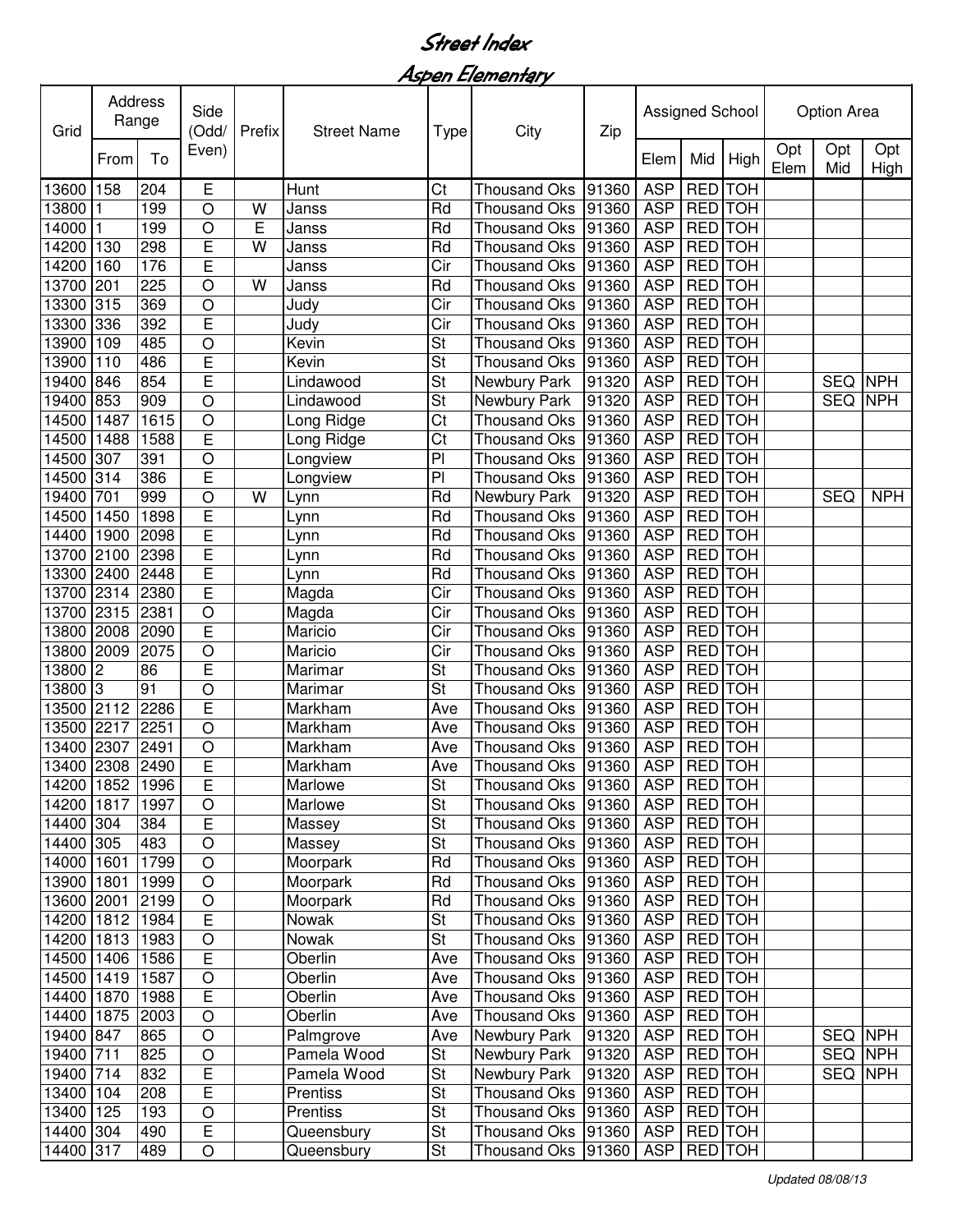# Street Index

## Aspen Elementary

| Grid | Address Range | | Side (Odd/ Even) | Prefix | Street Name | Type | City | Zip | Assigned School | | | Option Area | | |
|---|---|---|---|---|---|---|---|---|---|---|---|---|---|---|
| | From | To | | | | | | | Elem | Mid | High | Opt Elem | Opt Mid | Opt High |
| 13600 | 158 | 204 | E | | Hunt | Ct | Thousand Oks | 91360 | ASP | RED | TOH | | | |
| 13800 | 1 | 199 | O | W | Janss | Rd | Thousand Oks | 91360 | ASP | RED | TOH | | | |
| 14000 | 1 | 199 | O | E | Janss | Rd | Thousand Oks | 91360 | ASP | RED | TOH | | | |
| 14200 | 130 | 298 | E | W | Janss | Rd | Thousand Oks | 91360 | ASP | RED | TOH | | | |
| 14200 | 160 | 176 | E | | Janss | Cir | Thousand Oks | 91360 | ASP | RED | TOH | | | |
| 13700 | 201 | 225 | O | W | Janss | Rd | Thousand Oks | 91360 | ASP | RED | TOH | | | |
| 13300 | 315 | 369 | O | | Judy | Cir | Thousand Oks | 91360 | ASP | RED | TOH | | | |
| 13300 | 336 | 392 | E | | Judy | Cir | Thousand Oks | 91360 | ASP | RED | TOH | | | |
| 13900 | 109 | 485 | O | | Kevin | St | Thousand Oks | 91360 | ASP | RED | TOH | | | |
| 13900 | 110 | 486 | E | | Kevin | St | Thousand Oks | 91360 | ASP | RED | TOH | | | |
| 19400 | 846 | 854 | E | | Lindawood | St | Newbury Park | 91320 | ASP | RED | TOH | | SEQ | NPH |
| 19400 | 853 | 909 | O | | Lindawood | St | Newbury Park | 91320 | ASP | RED | TOH | | SEQ | NPH |
| 14500 | 1487 | 1615 | O | | Long Ridge | Ct | Thousand Oks | 91360 | ASP | RED | TOH | | | |
| 14500 | 1488 | 1588 | E | | Long Ridge | Ct | Thousand Oks | 91360 | ASP | RED | TOH | | | |
| 14500 | 307 | 391 | O | | Longview | Pl | Thousand Oks | 91360 | ASP | RED | TOH | | | |
| 14500 | 314 | 386 | E | | Longview | Pl | Thousand Oks | 91360 | ASP | RED | TOH | | | |
| 19400 | 701 | 999 | O | W | Lynn | Rd | Newbury Park | 91320 | ASP | RED | TOH | | SEQ | NPH |
| 14500 | 1450 | 1898 | E | | Lynn | Rd | Thousand Oks | 91360 | ASP | RED | TOH | | | |
| 14400 | 1900 | 2098 | E | | Lynn | Rd | Thousand Oks | 91360 | ASP | RED | TOH | | | |
| 13700 | 2100 | 2398 | E | | Lynn | Rd | Thousand Oks | 91360 | ASP | RED | TOH | | | |
| 13300 | 2400 | 2448 | E | | Lynn | Rd | Thousand Oks | 91360 | ASP | RED | TOH | | | |
| 13700 | 2314 | 2380 | E | | Magda | Cir | Thousand Oks | 91360 | ASP | RED | TOH | | | |
| 13700 | 2315 | 2381 | O | | Magda | Cir | Thousand Oks | 91360 | ASP | RED | TOH | | | |
| 13800 | 2008 | 2090 | E | | Maricio | Cir | Thousand Oks | 91360 | ASP | RED | TOH | | | |
| 13800 | 2009 | 2075 | O | | Maricio | Cir | Thousand Oks | 91360 | ASP | RED | TOH | | | |
| 13800 | 2 | 86 | E | | Marimar | St | Thousand Oks | 91360 | ASP | RED | TOH | | | |
| 13800 | 3 | 91 | O | | Marimar | St | Thousand Oks | 91360 | ASP | RED | TOH | | | |
| 13500 | 2112 | 2286 | E | | Markham | Ave | Thousand Oks | 91360 | ASP | RED | TOH | | | |
| 13500 | 2217 | 2251 | O | | Markham | Ave | Thousand Oks | 91360 | ASP | RED | TOH | | | |
| 13400 | 2307 | 2491 | O | | Markham | Ave | Thousand Oks | 91360 | ASP | RED | TOH | | | |
| 13400 | 2308 | 2490 | E | | Markham | Ave | Thousand Oks | 91360 | ASP | RED | TOH | | | |
| 14200 | 1852 | 1996 | E | | Marlowe | St | Thousand Oks | 91360 | ASP | RED | TOH | | | |
| 14200 | 1817 | 1997 | O | | Marlowe | St | Thousand Oks | 91360 | ASP | RED | TOH | | | |
| 14400 | 304 | 384 | E | | Massey | St | Thousand Oks | 91360 | ASP | RED | TOH | | | |
| 14400 | 305 | 483 | O | | Massey | St | Thousand Oks | 91360 | ASP | RED | TOH | | | |
| 14000 | 1601 | 1799 | O | | Moorpark | Rd | Thousand Oks | 91360 | ASP | RED | TOH | | | |
| 13900 | 1801 | 1999 | O | | Moorpark | Rd | Thousand Oks | 91360 | ASP | RED | TOH | | | |
| 13600 | 2001 | 2199 | O | | Moorpark | Rd | Thousand Oks | 91360 | ASP | RED | TOH | | | |
| 14200 | 1812 | 1984 | E | | Nowak | St | Thousand Oks | 91360 | ASP | RED | TOH | | | |
| 14200 | 1813 | 1983 | O | | Nowak | St | Thousand Oks | 91360 | ASP | RED | TOH | | | |
| 14500 | 1406 | 1586 | E | | Oberlin | Ave | Thousand Oks | 91360 | ASP | RED | TOH | | | |
| 14500 | 1419 | 1587 | O | | Oberlin | Ave | Thousand Oks | 91360 | ASP | RED | TOH | | | |
| 14400 | 1870 | 1988 | E | | Oberlin | Ave | Thousand Oks | 91360 | ASP | RED | TOH | | | |
| 14400 | 1875 | 2003 | O | | Oberlin | Ave | Thousand Oks | 91360 | ASP | RED | TOH | | | |
| 19400 | 847 | 865 | O | | Palmgrove | Ave | Newbury Park | 91320 | ASP | RED | TOH | | SEQ | NPH |
| 19400 | 711 | 825 | O | | Pamela Wood | St | Newbury Park | 91320 | ASP | RED | TOH | | SEQ | NPH |
| 19400 | 714 | 832 | E | | Pamela Wood | St | Newbury Park | 91320 | ASP | RED | TOH | | SEQ | NPH |
| 13400 | 104 | 208 | E | | Prentiss | St | Thousand Oks | 91360 | ASP | RED | TOH | | | |
| 13400 | 125 | 193 | O | | Prentiss | St | Thousand Oks | 91360 | ASP | RED | TOH | | | |
| 14400 | 304 | 490 | E | | Queensbury | St | Thousand Oks | 91360 | ASP | RED | TOH | | | |
| 14400 | 317 | 489 | O | | Queensbury | St | Thousand Oks | 91360 | ASP | RED | TOH | | | |

*Updated 08/08/13*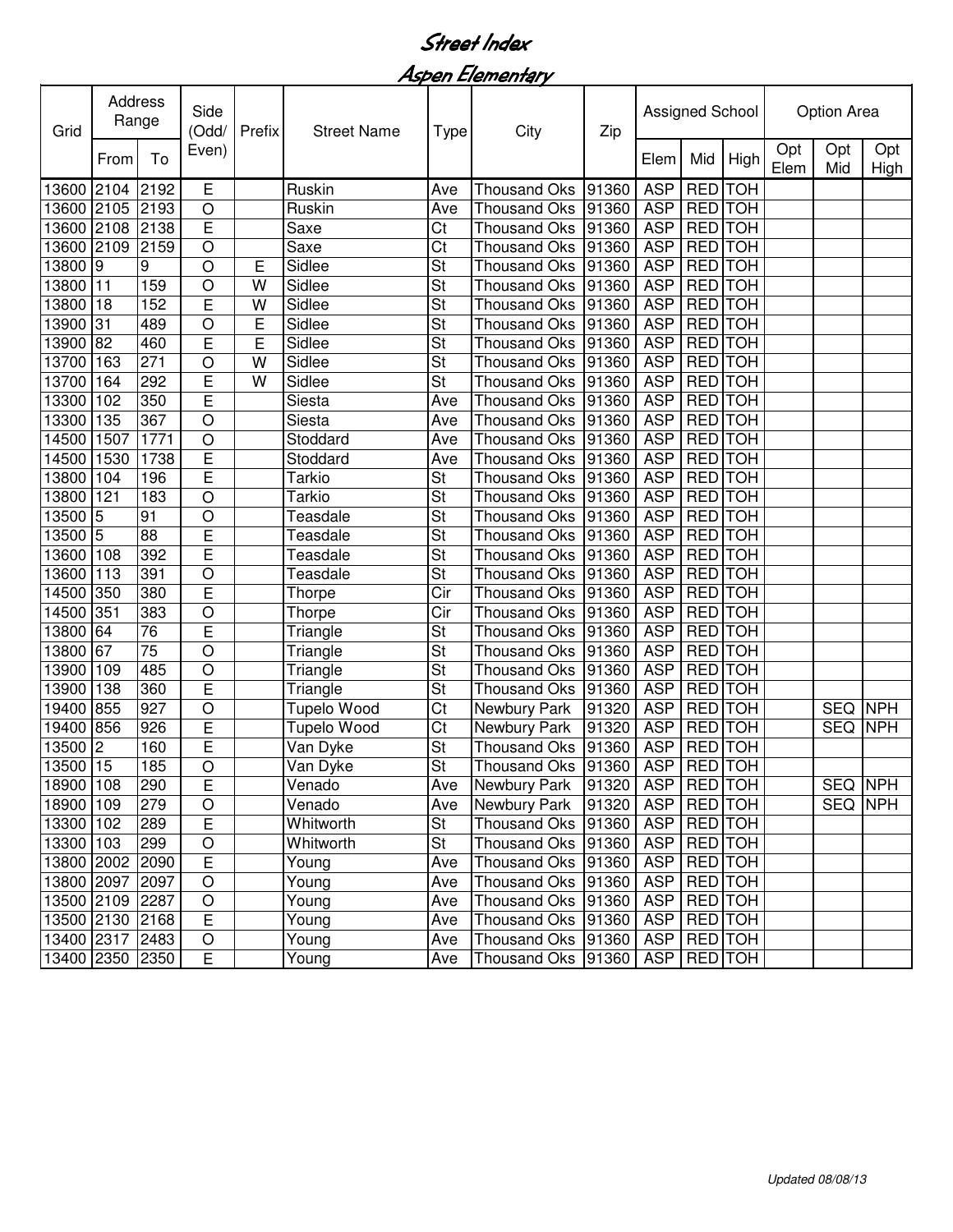# Street Index

## Aspen Elementary

| Grid | Address Range | | Side (Odd/ Even) | Prefix | Street Name | Type | City | Zip | Assigned School | | | Option Area | | |
|---|---|---|---|---|---|---|---|---|---|---|---|---|---|---|
| | From | To | | | | | | | Elem | Mid | High | Opt Elem | Opt Mid | Opt High |
| 13600 | 2104 | 2192 | E | | Ruskin | Ave | Thousand Oks | 91360 | ASP | RED | TOH | | | |
| 13600 | 2105 | 2193 | O | | Ruskin | Ave | Thousand Oks | 91360 | ASP | RED | TOH | | | |
| 13600 | 2108 | 2138 | E | | Saxe | Ct | Thousand Oks | 91360 | ASP | RED | TOH | | | |
| 13600 | 2109 | 2159 | O | | Saxe | Ct | Thousand Oks | 91360 | ASP | RED | TOH | | | |
| 13800 | 9 | 9 | O | E | Sidlee | St | Thousand Oks | 91360 | ASP | RED | TOH | | | |
| 13800 | 11 | 159 | O | W | Sidlee | St | Thousand Oks | 91360 | ASP | RED | TOH | | | |
| 13800 | 18 | 152 | E | W | Sidlee | St | Thousand Oks | 91360 | ASP | RED | TOH | | | |
| 13900 | 31 | 489 | O | E | Sidlee | St | Thousand Oks | 91360 | ASP | RED | TOH | | | |
| 13900 | 82 | 460 | E | E | Sidlee | St | Thousand Oks | 91360 | ASP | RED | TOH | | | |
| 13700 | 163 | 271 | O | W | Sidlee | St | Thousand Oks | 91360 | ASP | RED | TOH | | | |
| 13700 | 164 | 292 | E | W | Sidlee | St | Thousand Oks | 91360 | ASP | RED | TOH | | | |
| 13300 | 102 | 350 | E | | Siesta | Ave | Thousand Oks | 91360 | ASP | RED | TOH | | | |
| 13300 | 135 | 367 | O | | Siesta | Ave | Thousand Oks | 91360 | ASP | RED | TOH | | | |
| 14500 | 1507 | 1771 | O | | Stoddard | Ave | Thousand Oks | 91360 | ASP | RED | TOH | | | |
| 14500 | 1530 | 1738 | E | | Stoddard | Ave | Thousand Oks | 91360 | ASP | RED | TOH | | | |
| 13800 | 104 | 196 | E | | Tarkio | St | Thousand Oks | 91360 | ASP | RED | TOH | | | |
| 13800 | 121 | 183 | O | | Tarkio | St | Thousand Oks | 91360 | ASP | RED | TOH | | | |
| 13500 | 5 | 91 | O | | Teasdale | St | Thousand Oks | 91360 | ASP | RED | TOH | | | |
| 13500 | 5 | 88 | E | | Teasdale | St | Thousand Oks | 91360 | ASP | RED | TOH | | | |
| 13600 | 108 | 392 | E | | Teasdale | St | Thousand Oks | 91360 | ASP | RED | TOH | | | |
| 13600 | 113 | 391 | O | | Teasdale | St | Thousand Oks | 91360 | ASP | RED | TOH | | | |
| 14500 | 350 | 380 | E | | Thorpe | Cir | Thousand Oks | 91360 | ASP | RED | TOH | | | |
| 14500 | 351 | 383 | O | | Thorpe | Cir | Thousand Oks | 91360 | ASP | RED | TOH | | | |
| 13800 | 64 | 76 | E | | Triangle | St | Thousand Oks | 91360 | ASP | RED | TOH | | | |
| 13800 | 67 | 75 | O | | Triangle | St | Thousand Oks | 91360 | ASP | RED | TOH | | | |
| 13900 | 109 | 485 | O | | Triangle | St | Thousand Oks | 91360 | ASP | RED | TOH | | | |
| 13900 | 138 | 360 | E | | Triangle | St | Thousand Oks | 91360 | ASP | RED | TOH | | | |
| 19400 | 855 | 927 | O | | Tupelo Wood | Ct | Newbury Park | 91320 | ASP | RED | TOH | | SEQ | NPH |
| 19400 | 856 | 926 | E | | Tupelo Wood | Ct | Newbury Park | 91320 | ASP | RED | TOH | | SEQ | NPH |
| 13500 | 2 | 160 | E | | Van Dyke | St | Thousand Oks | 91360 | ASP | RED | TOH | | | |
| 13500 | 15 | 185 | O | | Van Dyke | St | Thousand Oks | 91360 | ASP | RED | TOH | | | |
| 18900 | 108 | 290 | E | | Venado | Ave | Newbury Park | 91320 | ASP | RED | TOH | | SEQ | NPH |
| 18900 | 109 | 279 | O | | Venado | Ave | Newbury Park | 91320 | ASP | RED | TOH | | SEQ | NPH |
| 13300 | 102 | 289 | E | | Whitworth | St | Thousand Oks | 91360 | ASP | RED | TOH | | | |
| 13300 | 103 | 299 | O | | Whitworth | St | Thousand Oks | 91360 | ASP | RED | TOH | | | |
| 13800 | 2002 | 2090 | E | | Young | Ave | Thousand Oks | 91360 | ASP | RED | TOH | | | |
| 13800 | 2097 | 2097 | O | | Young | Ave | Thousand Oks | 91360 | ASP | RED | TOH | | | |
| 13500 | 2109 | 2287 | O | | Young | Ave | Thousand Oks | 91360 | ASP | RED | TOH | | | |
| 13500 | 2130 | 2168 | E | | Young | Ave | Thousand Oks | 91360 | ASP | RED | TOH | | | |
| 13400 | 2317 | 2483 | O | | Young | Ave | Thousand Oks | 91360 | ASP | RED | TOH | | | |
| 13400 | 2350 | 2350 | E | | Young | Ave | Thousand Oks | 91360 | ASP | RED | TOH | | | |

*Updated 08/08/13*